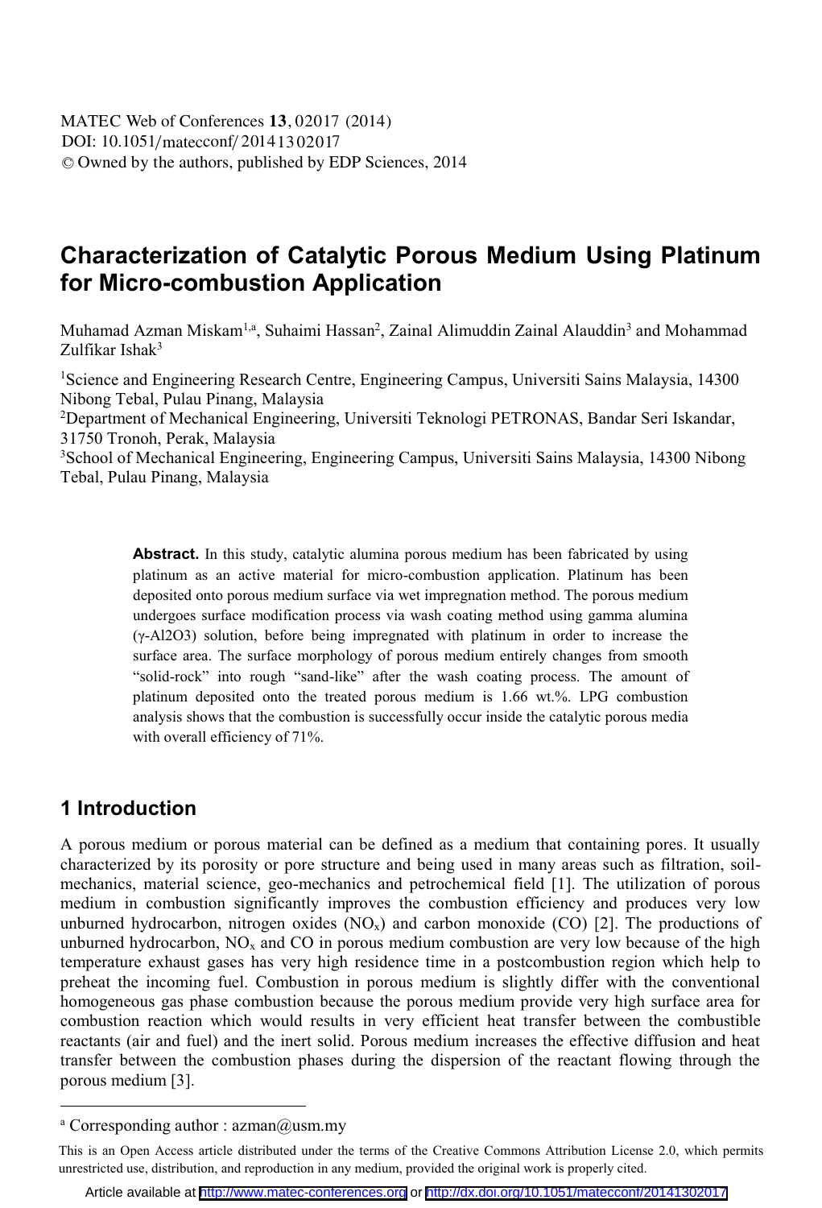# Characterization of Catalytic Porous Medium Using Platinum for Micro-combustion Application

Muhamad Azman Miskam[1,a], Suhaimi Hassan[2], Zainal Alimuddin Zainal Alauddin[3] and Mohammad Zulfikar Ishak[3]

[1]Science and Engineering Research Centre, Engineering Campus, Universiti Sains Malaysia, 14300 Nibong Tebal, Pulau Pinang, Malaysia

[2]Department of Mechanical Engineering, Universiti Teknologi PETRONAS, Bandar Seri Iskandar, 31750 Tronoh, Perak, Malaysia

[3]School of Mechanical Engineering, Engineering Campus, Universiti Sains Malaysia, 14300 Nibong Tebal, Pulau Pinang, Malaysia

**Abstract.** In this study, catalytic alumina porous medium has been fabricated by using platinum as an active material for micro-combustion application. Platinum has been deposited onto porous medium surface via wet impregnation method. The porous medium undergoes surface modification process via wash coating method using gamma alumina ($\gamma$-Al2O3) solution, before being impregnated with platinum in order to increase the surface area. The surface morphology of porous medium entirely changes from smooth "solid-rock" into rough "sand-like" after the wash coating process. The amount of platinum deposited onto the treated porous medium is 1.66 wt.%. LPG combustion analysis shows that the combustion is successfully occur inside the catalytic porous media with overall efficiency of 71%.

## 1 Introduction

A porous medium or porous material can be defined as a medium that containing pores. It usually characterized by its porosity or pore structure and being used in many areas such as filtration, soil-mechanics, material science, geo-mechanics and petrochemical field [1]. The utilization of porous medium in combustion significantly improves the combustion efficiency and produces very low unburned hydrocarbon, nitrogen oxides ($NO_x$) and carbon monoxide (CO) [2]. The productions of unburned hydrocarbon, $NO_x$ and CO in porous medium combustion are very low because of the high temperature exhaust gases has very high residence time in a postcombustion region which help to preheat the incoming fuel. Combustion in porous medium is slightly differ with the conventional homogeneous gas phase combustion because the porous medium provide very high surface area for combustion reaction which would results in very efficient heat transfer between the combustible reactants (air and fuel) and the inert solid. Porous medium increases the effective diffusion and heat transfer between the combustion phases during the dispersion of the reactant flowing through the porous medium [3].

[a] Corresponding author : azman@usm.my

This is an Open Access article distributed under the terms of the Creative Commons Attribution License 2.0, which permits unrestricted use, distribution, and reproduction in any medium, provided the original work is properly cited.

Article available at http://www.matec-conferences.org or http://dx.doi.org/10.1051/matecconf/20141302017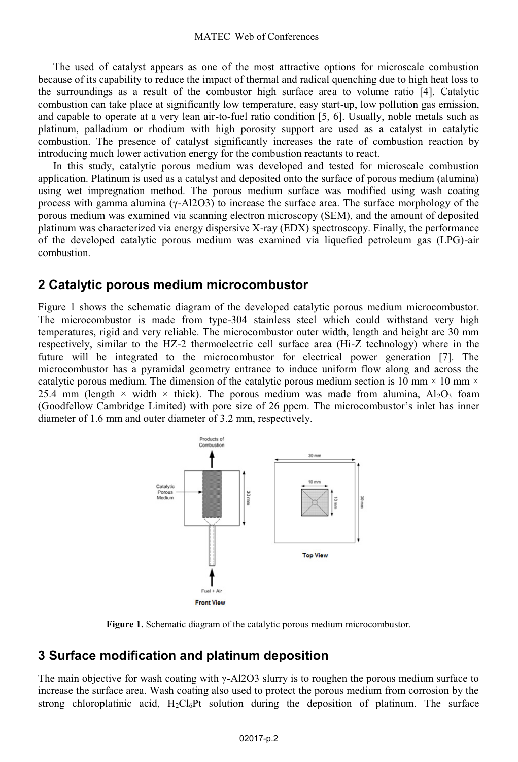The used of catalyst appears as one of the most attractive options for microscale combustion because of its capability to reduce the impact of thermal and radical quenching due to high heat loss to the surroundings as a result of the combustor high surface area to volume ratio [4]. Catalytic combustion can take place at significantly low temperature, easy start-up, low pollution gas emission, and capable to operate at a very lean air-to-fuel ratio condition [5, 6]. Usually, noble metals such as platinum, palladium or rhodium with high porosity support are used as a catalyst in catalytic combustion. The presence of catalyst significantly increases the rate of combustion reaction by introducing much lower activation energy for the combustion reactants to react.

In this study, catalytic porous medium was developed and tested for microscale combustion application. Platinum is used as a catalyst and deposited onto the surface of porous medium (alumina) using wet impregnation method. The porous medium surface was modified using wash coating process with gamma alumina (γ-Al2O3) to increase the surface area. The surface morphology of the porous medium was examined via scanning electron microscopy (SEM), and the amount of deposited platinum was characterized via energy dispersive X-ray (EDX) spectroscopy. Finally, the performance of the developed catalytic porous medium was examined via liquefied petroleum gas (LPG)-air combustion.

## 2 Catalytic porous medium microcombustor

Figure 1 shows the schematic diagram of the developed catalytic porous medium microcombustor. The microcombustor is made from type-304 stainless steel which could withstand very high temperatures, rigid and very reliable. The microcombustor outer width, length and height are 30 mm respectively, similar to the HZ-2 thermoelectric cell surface area (Hi-Z technology) where in the future will be integrated to the microcombustor for electrical power generation [7]. The microcombustor has a pyramidal geometry entrance to induce uniform flow along and across the catalytic porous medium. The dimension of the catalytic porous medium section is 10 mm × 10 mm × 25.4 mm (length × width × thick). The porous medium was made from alumina, $Al_2O_3$ foam (Goodfellow Cambridge Limited) with pore size of 26 ppcm. The microcombustor's inlet has inner diameter of 1.6 mm and outer diameter of 3.2 mm, respectively.

Products of Combustion

Catalytic Porous Medium

30 mm

Fuel + Air

**Front View**

30 mm

10 mm

10 mm

30 mm

**Top View**

**Figure 1.** Schematic diagram of the catalytic porous medium microcombustor.

## 3 Surface modification and platinum deposition

The main objective for wash coating with γ-Al2O3 slurry is to roughen the porous medium surface to increase the surface area. Wash coating also used to protect the porous medium from corrosion by the strong chloroplatinic acid, $H_2Cl_6Pt$ solution during the deposition of platinum. The surface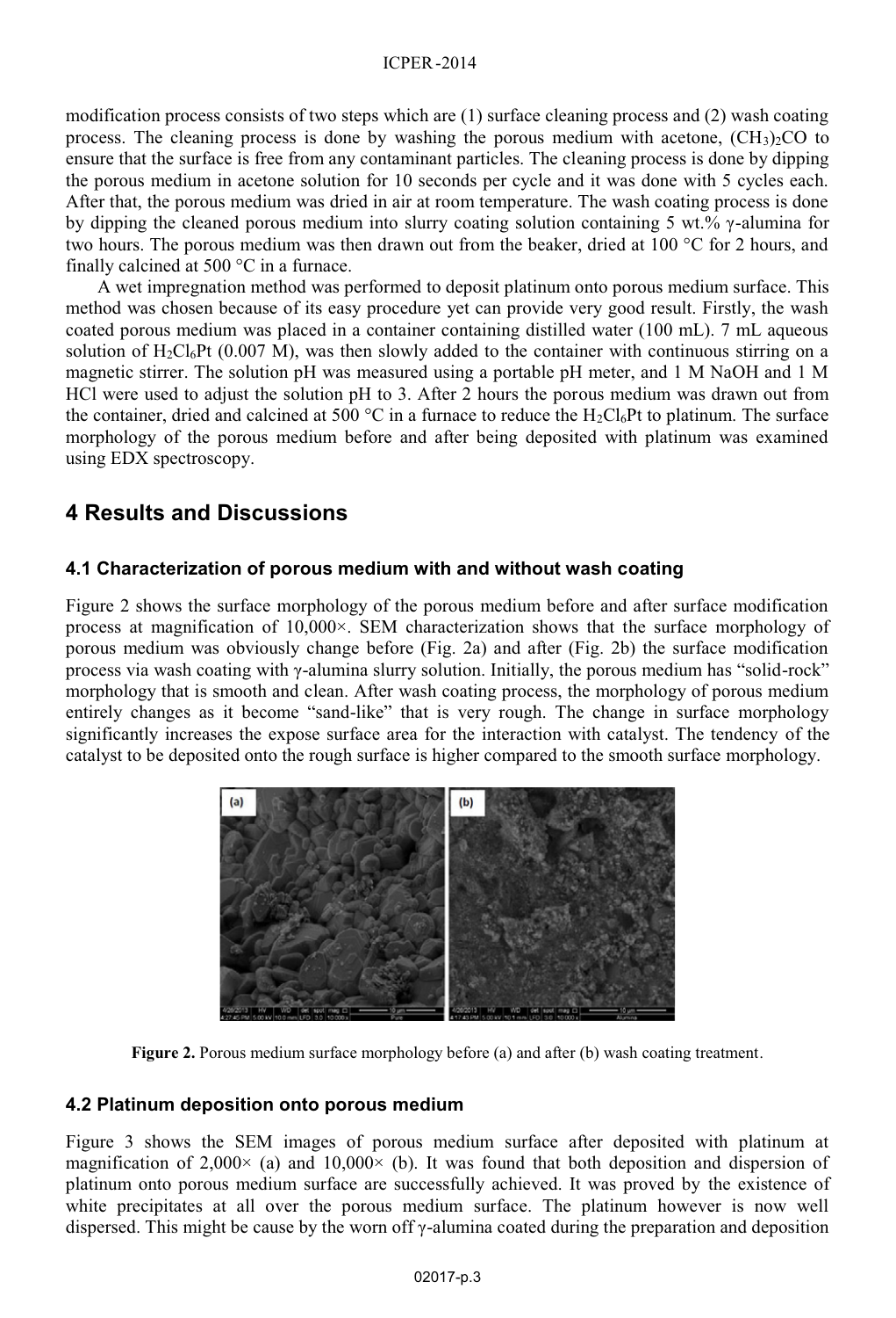modification process consists of two steps which are (1) surface cleaning process and (2) wash coating process. The cleaning process is done by washing the porous medium with acetone, $(CH_3)_2CO$ to ensure that the surface is free from any contaminant particles. The cleaning process is done by dipping the porous medium in acetone solution for 10 seconds per cycle and it was done with 5 cycles each. After that, the porous medium was dried in air at room temperature. The wash coating process is done by dipping the cleaned porous medium into slurry coating solution containing 5 wt.% γ-alumina for two hours. The porous medium was then drawn out from the beaker, dried at 100 °C for 2 hours, and finally calcined at 500 °C in a furnace.

A wet impregnation method was performed to deposit platinum onto porous medium surface. This method was chosen because of its easy procedure yet can provide very good result. Firstly, the wash coated porous medium was placed in a container containing distilled water (100 mL). 7 mL aqueous solution of $H_2Cl_6Pt$ (0.007 M), was then slowly added to the container with continuous stirring on a magnetic stirrer. The solution pH was measured using a portable pH meter, and 1 M NaOH and 1 M HCl were used to adjust the solution pH to 3. After 2 hours the porous medium was drawn out from the container, dried and calcined at 500 °C in a furnace to reduce the $H_2Cl_6Pt$ to platinum. The surface morphology of the porous medium before and after being deposited with platinum was examined using EDX spectroscopy.

## 4 Results and Discussions

### 4.1 Characterization of porous medium with and without wash coating

Figure 2 shows the surface morphology of the porous medium before and after surface modification process at magnification of 10,000×. SEM characterization shows that the surface morphology of porous medium was obviously change before (Fig. 2a) and after (Fig. 2b) the surface modification process via wash coating with γ-alumina slurry solution. Initially, the porous medium has "solid-rock" morphology that is smooth and clean. After wash coating process, the morphology of porous medium entirely changes as it become "sand-like" that is very rough. The change in surface morphology significantly increases the expose surface area for the interaction with catalyst. The tendency of the catalyst to be deposited onto the rough surface is higher compared to the smooth surface morphology.

**Figure 2.** Porous medium surface morphology before (a) and after (b) wash coating treatment.

### 4.2 Platinum deposition onto porous medium

Figure 3 shows the SEM images of porous medium surface after deposited with platinum at magnification of 2,000× (a) and 10,000× (b). It was found that both deposition and dispersion of platinum onto porous medium surface are successfully achieved. It was proved by the existence of white precipitates at all over the porous medium surface. The platinum however is now well dispersed. This might be cause by the worn off γ-alumina coated during the preparation and deposition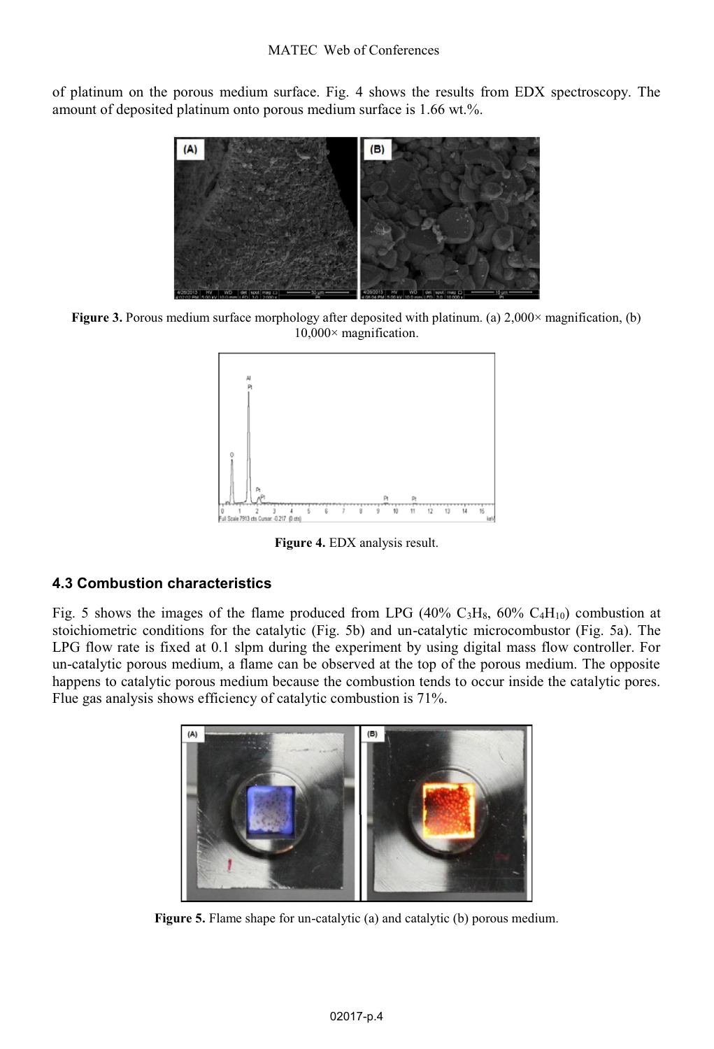of platinum on the porous medium surface. Fig. 4 shows the results from EDX spectroscopy. The amount of deposited platinum onto porous medium surface is 1.66 wt.%.

**Figure 3.** Porous medium surface morphology after deposited with platinum. (a) 2,000× magnification, (b) 10,000× magnification.

**Figure 4.** EDX analysis result.

### 4.3 Combustion characteristics

Fig. 5 shows the images of the flame produced from LPG (40% $C_3H_8$, 60% $C_4H_{10}$) combustion at stoichiometric conditions for the catalytic (Fig. 5b) and un-catalytic microcombustor (Fig. 5a). The LPG flow rate is fixed at 0.1 slpm during the experiment by using digital mass flow controller. For un-catalytic porous medium, a flame can be observed at the top of the porous medium. The opposite happens to catalytic porous medium because the combustion tends to occur inside the catalytic pores. Flue gas analysis shows efficiency of catalytic combustion is 71%.

**Figure 5.** Flame shape for un-catalytic (a) and catalytic (b) porous medium.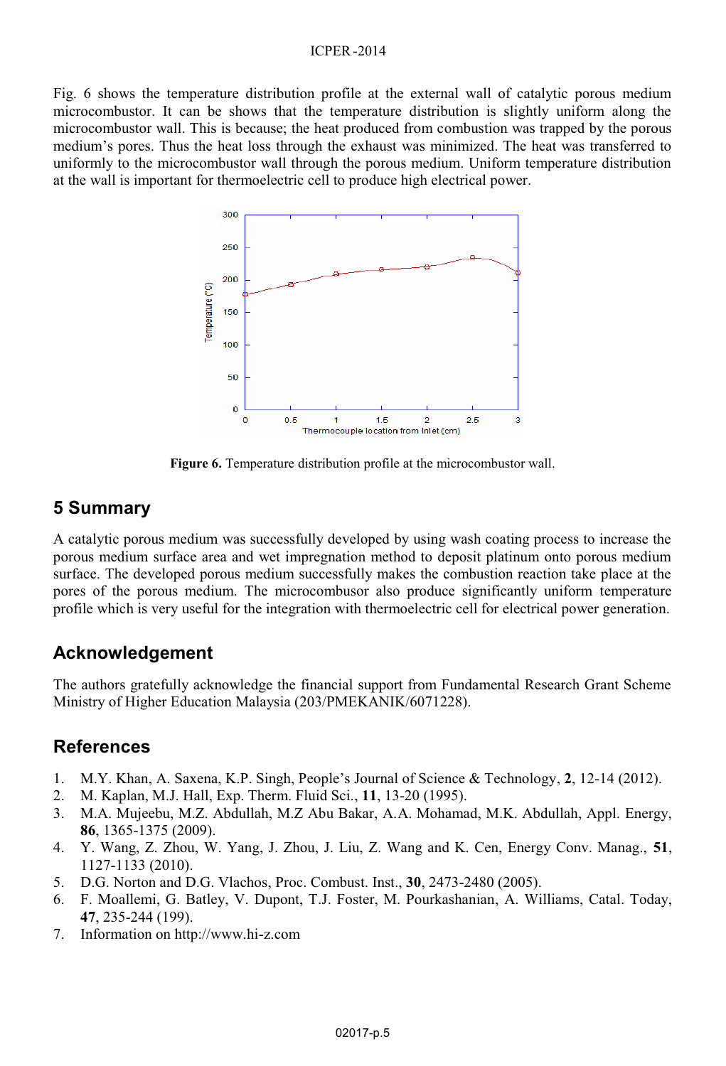Fig. 6 shows the temperature distribution profile at the external wall of catalytic porous medium microcombustor. It can be shows that the temperature distribution is slightly uniform along the microcombustor wall. This is because; the heat produced from combustion was trapped by the porous medium's pores. Thus the heat loss through the exhaust was minimized. The heat was transferred to uniformly to the microcombustor wall through the porous medium. Uniform temperature distribution at the wall is important for thermoelectric cell to produce high electrical power.

Temperature (°C)
300
250
200
150
100
50
0
0
0.5
1
1.5
2
2.5
3
Thermocouple location from Inlet (cm)

**Figure 6.** Temperature distribution profile at the microcombustor wall.

## 5 Summary

A catalytic porous medium was successfully developed by using wash coating process to increase the porous medium surface area and wet impregnation method to deposit platinum onto porous medium surface. The developed porous medium successfully makes the combustion reaction take place at the pores of the porous medium. The microcombusor also produce significantly uniform temperature profile which is very useful for the integration with thermoelectric cell for electrical power generation.

## Acknowledgement

The authors gratefully acknowledge the financial support from Fundamental Research Grant Scheme Ministry of Higher Education Malaysia (203/PMEKANIK/6071228).

## References

1. M.Y. Khan, A. Saxena, K.P. Singh, People's Journal of Science & Technology, **2**, 12-14 (2012).
2. M. Kaplan, M.J. Hall, Exp. Therm. Fluid Sci., **11**, 13-20 (1995).
3. M.A. Mujeebu, M.Z. Abdullah, M.Z Abu Bakar, A.A. Mohamad, M.K. Abdullah, Appl. Energy, **86**, 1365-1375 (2009).
4. Y. Wang, Z. Zhou, W. Yang, J. Zhou, J. Liu, Z. Wang and K. Cen, Energy Conv. Manag., **51**, 1127-1133 (2010).
5. D.G. Norton and D.G. Vlachos, Proc. Combust. Inst., **30**, 2473-2480 (2005).
6. F. Moallemi, G. Batley, V. Dupont, T.J. Foster, M. Pourkashanian, A. Williams, Catal. Today, **47**, 235-244 (199).
7. Information on http://www.hi-z.com